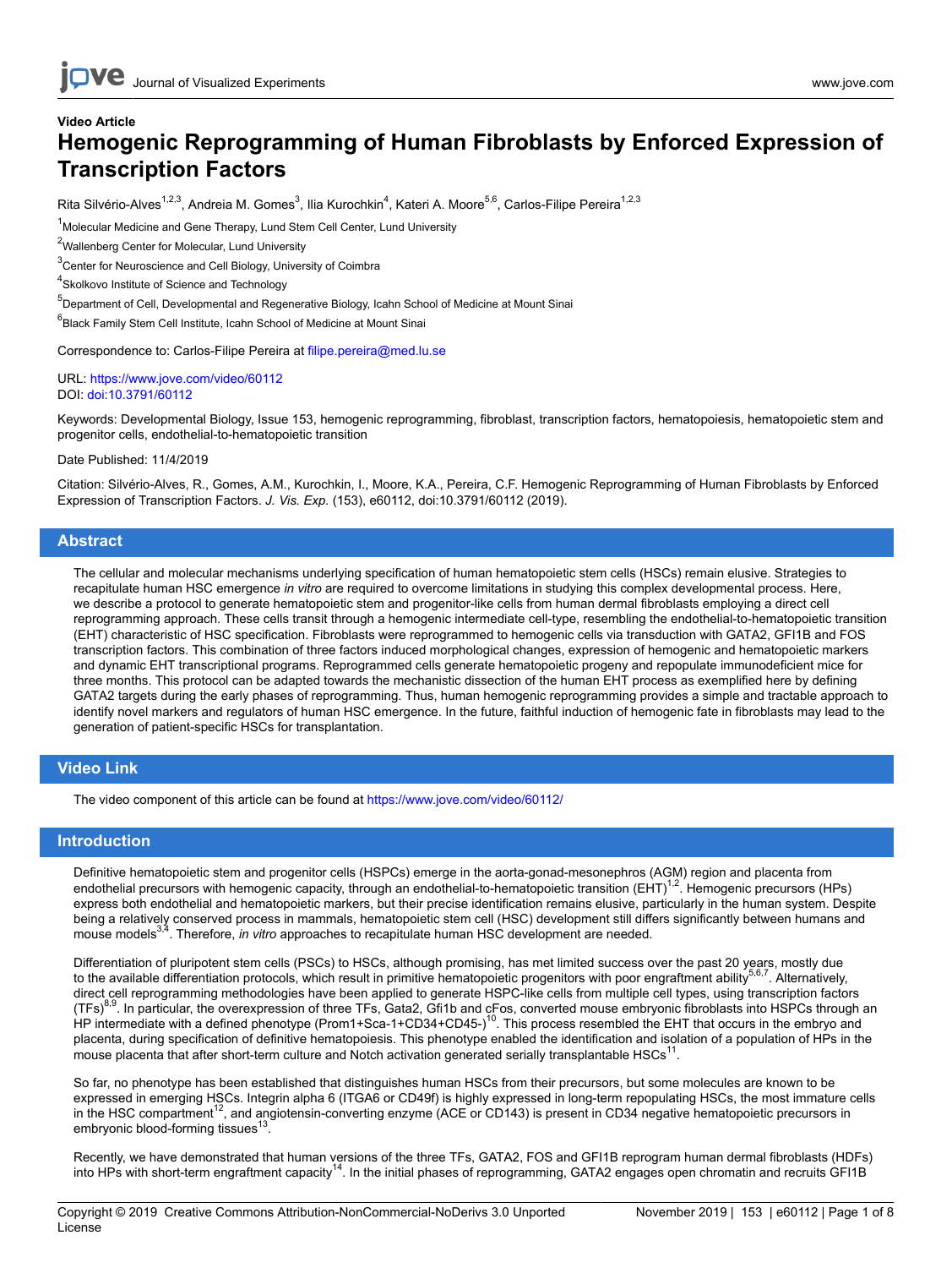Video Article

# Hemogenic Reprogramming of Human Fibroblasts by Enforced Expression of Transcription Factors

Rita Silvério-Alves[1,2,3], Andreia M. Gomes[3], Ilia Kurochkin[4], Kateri A. Moore[5,6], Carlos-Filipe Pereira[1,2,3]

[1]Molecular Medicine and Gene Therapy, Lund Stem Cell Center, Lund University

[2]Wallenberg Center for Molecular, Lund University

[3]Center for Neuroscience and Cell Biology, University of Coimbra

[4]Skolkovo Institute of Science and Technology

[5]Department of Cell, Developmental and Regenerative Biology, Icahn School of Medicine at Mount Sinai

[6]Black Family Stem Cell Institute, Icahn School of Medicine at Mount Sinai

Correspondence to: Carlos-Filipe Pereira at filipe.pereira@med.lu.se

URL: https://www.jove.com/video/60112
DOI: doi:10.3791/60112

Keywords: Developmental Biology, Issue 153, hemogenic reprogramming, fibroblast, transcription factors, hematopoiesis, hematopoietic stem and progenitor cells, endothelial-to-hematopoietic transition

Date Published: 11/4/2019

Citation: Silvério-Alves, R., Gomes, A.M., Kurochkin, I., Moore, K.A., Pereira, C.F. Hemogenic Reprogramming of Human Fibroblasts by Enforced Expression of Transcription Factors. *J. Vis. Exp.* (153), e60112, doi:10.3791/60112 (2019).

## Abstract

The cellular and molecular mechanisms underlying specification of human hematopoietic stem cells (HSCs) remain elusive. Strategies to recapitulate human HSC emergence *in vitro* are required to overcome limitations in studying this complex developmental process. Here, we describe a protocol to generate hematopoietic stem and progenitor-like cells from human dermal fibroblasts employing a direct cell reprogramming approach. These cells transit through a hemogenic intermediate cell-type, resembling the endothelial-to-hematopoietic transition (EHT) characteristic of HSC specification. Fibroblasts were reprogrammed to hemogenic cells via transduction with GATA2, GFI1B and FOS transcription factors. This combination of three factors induced morphological changes, expression of hemogenic and hematopoietic markers and dynamic EHT transcriptional programs. Reprogrammed cells generate hematopoietic progeny and repopulate immunodeficient mice for three months. This protocol can be adapted towards the mechanistic dissection of the human EHT process as exemplified here by defining GATA2 targets during the early phases of reprogramming. Thus, human hemogenic reprogramming provides a simple and tractable approach to identify novel markers and regulators of human HSC emergence. In the future, faithful induction of hemogenic fate in fibroblasts may lead to the generation of patient-specific HSCs for transplantation.

## Video Link

The video component of this article can be found at https://www.jove.com/video/60112/

## Introduction

Definitive hematopoietic stem and progenitor cells (HSPCs) emerge in the aorta-gonad-mesonephros (AGM) region and placenta from endothelial precursors with hemogenic capacity, through an endothelial-to-hematopoietic transition (EHT)[1,2]. Hemogenic precursors (HPs) express both endothelial and hematopoietic markers, but their precise identification remains elusive, particularly in the human system. Despite being a relatively conserved process in mammals, hematopoietic stem cell (HSC) development still differs significantly between humans and mouse models[3,4]. Therefore, *in vitro* approaches to recapitulate human HSC development are needed.

Differentiation of pluripotent stem cells (PSCs) to HSCs, although promising, has met limited success over the past 20 years, mostly due to the available differentiation protocols, which result in primitive hematopoietic progenitors with poor engraftment ability[5,6,7]. Alternatively, direct cell reprogramming methodologies have been applied to generate HSPC-like cells from multiple cell types, using transcription factors (TFs)[8,9]. In particular, the overexpression of three TFs, Gata2, Gfi1b and cFos, converted mouse embryonic fibroblasts into HSPCs through an HP intermediate with a defined phenotype (Prom1+Sca-1+CD34+CD45-)[10]. This process resembled the EHT that occurs in the embryo and placenta, during specification of definitive hematopoiesis. This phenotype enabled the identification and isolation of a population of HPs in the mouse placenta that after short-term culture and Notch activation generated serially transplantable HSCs[11].

So far, no phenotype has been established that distinguishes human HSCs from their precursors, but some molecules are known to be expressed in emerging HSCs. Integrin alpha 6 (ITGA6 or CD49f) is highly expressed in long-term repopulating HSCs, the most immature cells in the HSC compartment[12], and angiotensin-converting enzyme (ACE or CD143) is present in CD34 negative hematopoietic precursors in embryonic blood-forming tissues[13].

Recently, we have demonstrated that human versions of the three TFs, GATA2, FOS and GFI1B reprogram human dermal fibroblasts (HDFs) into HPs with short-term engraftment capacity[14]. In the initial phases of reprogramming, GATA2 engages open chromatin and recruits GFI1B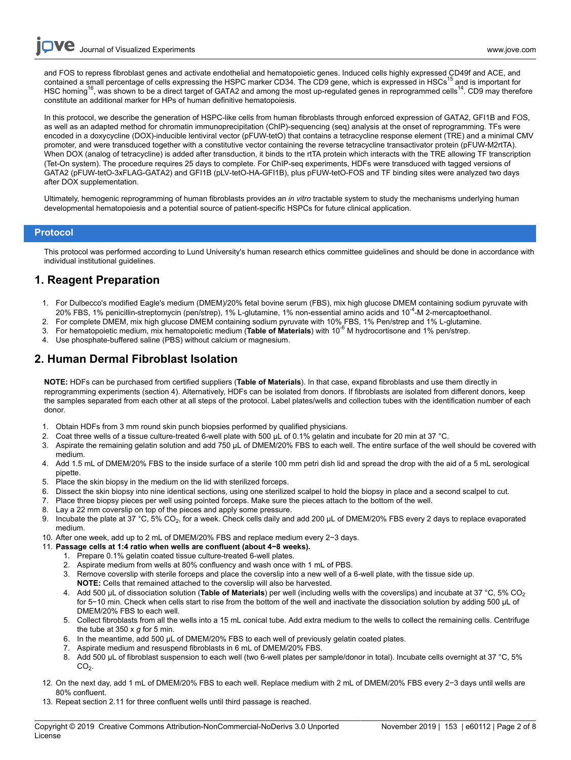and FOS to repress fibroblast genes and activate endothelial and hematopoietic genes. Induced cells highly expressed CD49f and ACE, and contained a small percentage of cells expressing the HSPC marker CD34. The CD9 gene, which is expressed in HSCs[15] and is important for HSC homing[16], was shown to be a direct target of GATA2 and among the most up-regulated genes in reprogrammed cells[14]. CD9 may therefore constitute an additional marker for HPs of human definitive hematopoiesis.

In this protocol, we describe the generation of HSPC-like cells from human fibroblasts through enforced expression of GATA2, GFI1B and FOS, as well as an adapted method for chromatin immunoprecipitation (ChIP)-sequencing (seq) analysis at the onset of reprogramming. TFs were encoded in a doxycycline (DOX)-inducible lentiviral vector (pFUW-tetO) that contains a tetracycline response element (TRE) and a minimal CMV promoter, and were transduced together with a constitutive vector containing the reverse tetracycline transactivator protein (pFUW-M2rtTA). When DOX (analog of tetracycline) is added after transduction, it binds to the rtTA protein which interacts with the TRE allowing TF transcription (Tet-On system). The procedure requires 25 days to complete. For ChIP-seq experiments, HDFs were transduced with tagged versions of GATA2 (pFUW-tetO-3xFLAG-GATA2) and GFI1B (pLV-tetO-HA-GFI1B), plus pFUW-tetO-FOS and TF binding sites were analyzed two days after DOX supplementation.

Ultimately, hemogenic reprogramming of human fibroblasts provides an *in vitro* tractable system to study the mechanisms underlying human developmental hematopoiesis and a potential source of patient-specific HSPCs for future clinical application.

## Protocol

This protocol was performed according to Lund University's human research ethics committee guidelines and should be done in accordance with individual institutional guidelines.

## 1. Reagent Preparation

1. For Dulbecco's modified Eagle's medium (DMEM)/20% fetal bovine serum (FBS), mix high glucose DMEM containing sodium pyruvate with 20% FBS, 1% penicillin-streptomycin (pen/strep), 1% L-glutamine, 1% non-essential amino acids and $10^{-4}$-M 2-mercaptoethanol.
2. For complete DMEM, mix high glucose DMEM containing sodium pyruvate with 10% FBS, 1% Pen/strep and 1% L-glutamine.
3. For hematopoietic medium, mix hematopoietic medium (**Table of Materials**) with $10^{-6}$ M hydrocortisone and 1% pen/strep.
4. Use phosphate-buffered saline (PBS) without calcium or magnesium.

## 2. Human Dermal Fibroblast Isolation

**NOTE:** HDFs can be purchased from certified suppliers (**Table of Materials**). In that case, expand fibroblasts and use them directly in reprogramming experiments (section 4). Alternatively, HDFs can be isolated from donors. If fibroblasts are isolated from different donors, keep the samples separated from each other at all steps of the protocol. Label plates/wells and collection tubes with the identification number of each donor.

1. Obtain HDFs from 3 mm round skin punch biopsies performed by qualified physicians.
2. Coat three wells of a tissue culture-treated 6-well plate with 500 µL of 0.1% gelatin and incubate for 20 min at 37 °C.
3. Aspirate the remaining gelatin solution and add 750 µL of DMEM/20% FBS to each well. The entire surface of the well should be covered with medium.
4. Add 1.5 mL of DMEM/20% FBS to the inside surface of a sterile 100 mm petri dish lid and spread the drop with the aid of a 5 mL serological pipette.
5. Place the skin biopsy in the medium on the lid with sterilized forceps.
6. Dissect the skin biopsy into nine identical sections, using one sterilized scalpel to hold the biopsy in place and a second scalpel to cut.
7. Place three biopsy pieces per well using pointed forceps. Make sure the pieces attach to the bottom of the well.
8. Lay a 22 mm coverslip on top of the pieces and apply some pressure.
9. Incubate the plate at 37 °C, 5% $CO_2$, for a week. Check cells daily and add 200 µL of DMEM/20% FBS every 2 days to replace evaporated medium.
10. After one week, add up to 2 mL of DMEM/20% FBS and replace medium every 2−3 days.
11. **Passage cells at 1:4 ratio when wells are confluent (about 4−8 weeks).**
    1. Prepare 0.1% gelatin coated tissue culture-treated 6-well plates.
    2. Aspirate medium from wells at 80% confluency and wash once with 1 mL of PBS.
    3. Remove coverslip with sterile forceps and place the coverslip into a new well of a 6-well plate, with the tissue side up.
       **NOTE:** Cells that remained attached to the coverslip will also be harvested.
    4. Add 500 µL of dissociation solution (**Table of Materials**) per well (including wells with the coverslips) and incubate at 37 °C, 5% $CO_2$ for 5−10 min. Check when cells start to rise from the bottom of the well and inactivate the dissociation solution by adding 500 µL of DMEM/20% FBS to each well.
    5. Collect fibroblasts from all the wells into a 15 mL conical tube. Add extra medium to the wells to collect the remaining cells. Centrifuge the tube at 350 x *g* for 5 min.
    6. In the meantime, add 500 µL of DMEM/20% FBS to each well of previously gelatin coated plates.
    7. Aspirate medium and resuspend fibroblasts in 6 mL of DMEM/20% FBS.
    8. Add 500 µL of fibroblast suspension to each well (two 6-well plates per sample/donor in total). Incubate cells overnight at 37 °C, 5% $CO_2$.
12. On the next day, add 1 mL of DMEM/20% FBS to each well. Replace medium with 2 mL of DMEM/20% FBS every 2−3 days until wells are 80% confluent.
13. Repeat section 2.11 for three confluent wells until third passage is reached.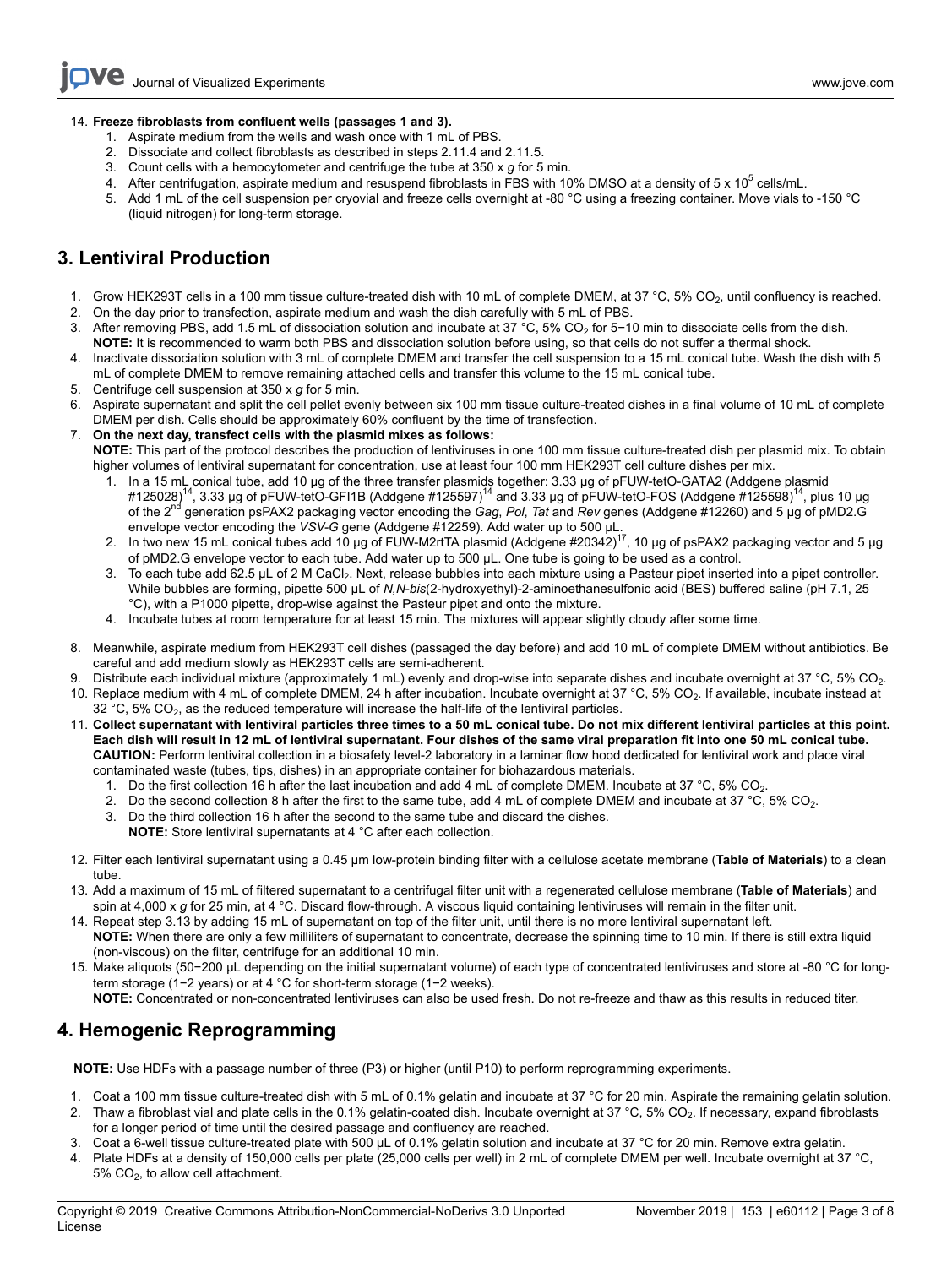14. **Freeze fibroblasts from confluent wells (passages 1 and 3).**
    1. Aspirate medium from the wells and wash once with 1 mL of PBS.
    2. Dissociate and collect fibroblasts as described in steps 2.11.4 and 2.11.5.
    3. Count cells with a hemocytometer and centrifuge the tube at 350 x *g* for 5 min.
    4. After centrifugation, aspirate medium and resuspend fibroblasts in FBS with 10% DMSO at a density of 5 x $10^5$ cells/mL.
    5. Add 1 mL of the cell suspension per cryovial and freeze cells overnight at -80 °C using a freezing container. Move vials to -150 °C (liquid nitrogen) for long-term storage.

## 3. Lentiviral Production

1. Grow HEK293T cells in a 100 mm tissue culture-treated dish with 10 mL of complete DMEM, at 37 °C, 5% $CO_2$, until confluency is reached.
2. On the day prior to transfection, aspirate medium and wash the dish carefully with 5 mL of PBS.
3. After removing PBS, add 1.5 mL of dissociation solution and incubate at 37 °C, 5% $CO_2$ for 5−10 min to dissociate cells from the dish.
   **NOTE:** It is recommended to warm both PBS and dissociation solution before using, so that cells do not suffer a thermal shock.
4. Inactivate dissociation solution with 3 mL of complete DMEM and transfer the cell suspension to a 15 mL conical tube. Wash the dish with 5 mL of complete DMEM to remove remaining attached cells and transfer this volume to the 15 mL conical tube.
5. Centrifuge cell suspension at 350 x *g* for 5 min.
6. Aspirate supernatant and split the cell pellet evenly between six 100 mm tissue culture-treated dishes in a final volume of 10 mL of complete DMEM per dish. Cells should be approximately 60% confluent by the time of transfection.
7. **On the next day, transfect cells with the plasmid mixes as follows:**
   **NOTE:** This part of the protocol describes the production of lentiviruses in one 100 mm tissue culture-treated dish per plasmid mix. To obtain higher volumes of lentiviral supernatant for concentration, use at least four 100 mm HEK293T cell culture dishes per mix.
    1. In a 15 mL conical tube, add 10 µg of the three transfer plasmids together: 3.33 µg of pFUW-tetO-GATA2 (Addgene plasmid #125028)[14], 3.33 µg of pFUW-tetO-GFI1B (Addgene #125597)[14] and 3.33 µg of pFUW-tetO-FOS (Addgene #125598)[14], plus 10 µg of the 2$^{nd}$ generation psPAX2 packaging vector encoding the *Gag*, *Pol*, *Tat* and *Rev* genes (Addgene #12260) and 5 µg of pMD2.G envelope vector encoding the *VSV-G* gene (Addgene #12259). Add water up to 500 µL.
    2. In two new 15 mL conical tubes add 10 µg of FUW-M2rtTA plasmid (Addgene #20342)[17], 10 µg of psPAX2 packaging vector and 5 µg of pMD2.G envelope vector to each tube. Add water up to 500 µL. One tube is going to be used as a control.
    3. To each tube add 62.5 µL of 2 M $CaCl_2$. Next, release bubbles into each mixture using a Pasteur pipet inserted into a pipet controller. While bubbles are forming, pipette 500 µL of *N,N-bis*(2-hydroxyethyl)-2-aminoethanesulfonic acid (BES) buffered saline (pH 7.1, 25 °C), with a P1000 pipette, drop-wise against the Pasteur pipet and onto the mixture.
    4. Incubate tubes at room temperature for at least 15 min. The mixtures will appear slightly cloudy after some time.
8. Meanwhile, aspirate medium from HEK293T cell dishes (passaged the day before) and add 10 mL of complete DMEM without antibiotics. Be careful and add medium slowly as HEK293T cells are semi-adherent.
9. Distribute each individual mixture (approximately 1 mL) evenly and drop-wise into separate dishes and incubate overnight at 37 °C, 5% $CO_2$.
10. Replace medium with 4 mL of complete DMEM, 24 h after incubation. Incubate overnight at 37 °C, 5% $CO_2$. If available, incubate instead at 32 °C, 5% $CO_2$, as the reduced temperature will increase the half-life of the lentiviral particles.
11. **Collect supernatant with lentiviral particles three times to a 50 mL conical tube. Do not mix different lentiviral particles at this point. Each dish will result in 12 mL of lentiviral supernatant. Four dishes of the same viral preparation fit into one 50 mL conical tube.**
    **CAUTION:** Perform lentiviral collection in a biosafety level-2 laboratory in a laminar flow hood dedicated for lentiviral work and place viral contaminated waste (tubes, tips, dishes) in an appropriate container for biohazardous materials.
    1. Do the first collection 16 h after the last incubation and add 4 mL of complete DMEM. Incubate at 37 °C, 5% $CO_2$.
    2. Do the second collection 8 h after the first to the same tube, add 4 mL of complete DMEM and incubate at 37 °C, 5% $CO_2$.
    3. Do the third collection 16 h after the second to the same tube and discard the dishes.
       **NOTE:** Store lentiviral supernatants at 4 °C after each collection.
12. Filter each lentiviral supernatant using a 0.45 µm low-protein binding filter with a cellulose acetate membrane (**Table of Materials**) to a clean tube.
13. Add a maximum of 15 mL of filtered supernatant to a centrifugal filter unit with a regenerated cellulose membrane (**Table of Materials**) and spin at 4,000 x *g* for 25 min, at 4 °C. Discard flow-through. A viscous liquid containing lentiviruses will remain in the filter unit.
14. Repeat step 3.13 by adding 15 mL of supernatant on top of the filter unit, until there is no more lentiviral supernatant left.
    **NOTE:** When there are only a few milliliters of supernatant to concentrate, decrease the spinning time to 10 min. If there is still extra liquid (non-viscous) on the filter, centrifuge for an additional 10 min.
15. Make aliquots (50−200 µL depending on the initial supernatant volume) of each type of concentrated lentiviruses and store at -80 °C for long-term storage (1−2 years) or at 4 °C for short-term storage (1−2 weeks).
    **NOTE:** Concentrated or non-concentrated lentiviruses can also be used fresh. Do not re-freeze and thaw as this results in reduced titer.

## 4. Hemogenic Reprogramming

**NOTE:** Use HDFs with a passage number of three (P3) or higher (until P10) to perform reprogramming experiments.

1. Coat a 100 mm tissue culture-treated dish with 5 mL of 0.1% gelatin and incubate at 37 °C for 20 min. Aspirate the remaining gelatin solution.
2. Thaw a fibroblast vial and plate cells in the 0.1% gelatin-coated dish. Incubate overnight at 37 °C, 5% $CO_2$. If necessary, expand fibroblasts for a longer period of time until the desired passage and confluency are reached.
3. Coat a 6-well tissue culture-treated plate with 500 µL of 0.1% gelatin solution and incubate at 37 °C for 20 min. Remove extra gelatin.
4. Plate HDFs at a density of 150,000 cells per plate (25,000 cells per well) in 2 mL of complete DMEM per well. Incubate overnight at 37 °C, 5% $CO_2$, to allow cell attachment.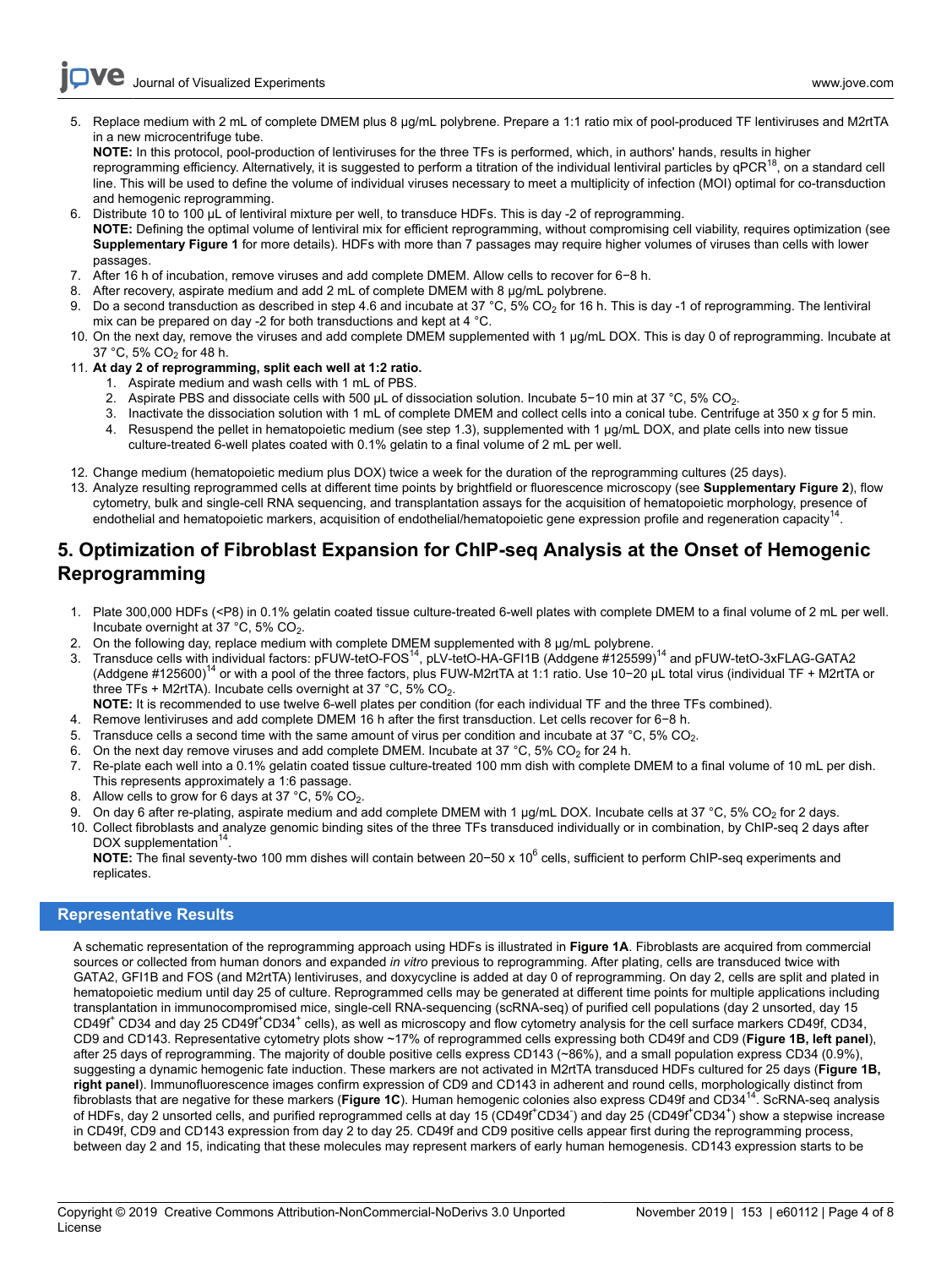5. Replace medium with 2 mL of complete DMEM plus 8 µg/mL polybrene. Prepare a 1:1 ratio mix of pool-produced TF lentiviruses and M2rtTA in a new microcentrifuge tube.
   **NOTE:** In this protocol, pool-production of lentiviruses for the three TFs is performed, which, in authors' hands, results in higher reprogramming efficiency. Alternatively, it is suggested to perform a titration of the individual lentiviral particles by qPCR[18], on a standard cell line. This will be used to define the volume of individual viruses necessary to meet a multiplicity of infection (MOI) optimal for co-transduction and hemogenic reprogramming.
6. Distribute 10 to 100 µL of lentiviral mixture per well, to transduce HDFs. This is day -2 of reprogramming.
   **NOTE:** Defining the optimal volume of lentiviral mix for efficient reprogramming, without compromising cell viability, requires optimization (see **Supplementary Figure 1** for more details). HDFs with more than 7 passages may require higher volumes of viruses than cells with lower passages.
7. After 16 h of incubation, remove viruses and add complete DMEM. Allow cells to recover for 6−8 h.
8. After recovery, aspirate medium and add 2 mL of complete DMEM with 8 µg/mL polybrene.
9. Do a second transduction as described in step 4.6 and incubate at 37 °C, 5% $CO_2$ for 16 h. This is day -1 of reprogramming. The lentiviral mix can be prepared on day -2 for both transductions and kept at 4 °C.
10. On the next day, remove the viruses and add complete DMEM supplemented with 1 µg/mL DOX. This is day 0 of reprogramming. Incubate at 37 °C, 5% $CO_2$ for 48 h.
11. **At day 2 of reprogramming, split each well at 1:2 ratio.**
    1. Aspirate medium and wash cells with 1 mL of PBS.
    2. Aspirate PBS and dissociate cells with 500 µL of dissociation solution. Incubate 5−10 min at 37 °C, 5% $CO_2$.
    3. Inactivate the dissociation solution with 1 mL of complete DMEM and collect cells into a conical tube. Centrifuge at 350 x *g* for 5 min.
    4. Resuspend the pellet in hematopoietic medium (see step 1.3), supplemented with 1 µg/mL DOX, and plate cells into new tissue culture-treated 6-well plates coated with 0.1% gelatin to a final volume of 2 mL per well.
12. Change medium (hematopoietic medium plus DOX) twice a week for the duration of the reprogramming cultures (25 days).
13. Analyze resulting reprogrammed cells at different time points by brightfield or fluorescence microscopy (see **Supplementary Figure 2**), flow cytometry, bulk and single-cell RNA sequencing, and transplantation assays for the acquisition of hematopoietic morphology, presence of endothelial and hematopoietic markers, acquisition of endothelial/hematopoietic gene expression profile and regeneration capacity[14].

## 5. Optimization of Fibroblast Expansion for ChIP-seq Analysis at the Onset of Hemogenic Reprogramming

1. Plate 300,000 HDFs (<P8) in 0.1% gelatin coated tissue culture-treated 6-well plates with complete DMEM to a final volume of 2 mL per well. Incubate overnight at 37 °C, 5% $CO_2$.
2. On the following day, replace medium with complete DMEM supplemented with 8 µg/mL polybrene.
3. Transduce cells with individual factors: pFUW-tetO-FOS[14], pLV-tetO-HA-GFI1B (Addgene #125599)[14] and pFUW-tetO-3xFLAG-GATA2 (Addgene #125600)[14] or with a pool of the three factors, plus FUW-M2rtTA at 1:1 ratio. Use 10−20 µL total virus (individual TF + M2rtTA or three TFs + M2rtTA). Incubate cells overnight at 37 °C, 5% $CO_2$.
   **NOTE:** It is recommended to use twelve 6-well plates per condition (for each individual TF and the three TFs combined).
4. Remove lentiviruses and add complete DMEM 16 h after the first transduction. Let cells recover for 6−8 h.
5. Transduce cells a second time with the same amount of virus per condition and incubate at 37 °C, 5% $CO_2$.
6. On the next day remove viruses and add complete DMEM. Incubate at 37 °C, 5% $CO_2$ for 24 h.
7. Re-plate each well into a 0.1% gelatin coated tissue culture-treated 100 mm dish with complete DMEM to a final volume of 10 mL per dish. This represents approximately a 1:6 passage.
8. Allow cells to grow for 6 days at 37 °C, 5% $CO_2$.
9. On day 6 after re-plating, aspirate medium and add complete DMEM with 1 µg/mL DOX. Incubate cells at 37 °C, 5% $CO_2$ for 2 days.
10. Collect fibroblasts and analyze genomic binding sites of the three TFs transduced individually or in combination, by ChIP-seq 2 days after DOX supplementation[14].
    **NOTE:** The final seventy-two 100 mm dishes will contain between 20−50 x $10^6$ cells, sufficient to perform ChIP-seq experiments and replicates.

## Representative Results

A schematic representation of the reprogramming approach using HDFs is illustrated in **Figure 1A**. Fibroblasts are acquired from commercial sources or collected from human donors and expanded *in vitro* previous to reprogramming. After plating, cells are transduced twice with GATA2, GFI1B and FOS (and M2rtTA) lentiviruses, and doxycycline is added at day 0 of reprogramming. On day 2, cells are split and plated in hematopoietic medium until day 25 of culture. Reprogrammed cells may be generated at different time points for multiple applications including transplantation in immunocompromised mice, single-cell RNA-sequencing (scRNA-seq) of purified cell populations (day 2 unsorted, day 15 $CD49f^+$ CD34 and day 25 $CD49f^+CD34^+$ cells), as well as microscopy and flow cytometry analysis for the cell surface markers CD49f, CD34, CD9 and CD143. Representative cytometry plots show ~17% of reprogrammed cells expressing both CD49f and CD9 (**Figure 1B, left panel**), after 25 days of reprogramming. The majority of double positive cells express CD143 (~86%), and a small population express CD34 (0.9%), suggesting a dynamic hemogenic fate induction. These markers are not activated in M2rtTA transduced HDFs cultured for 25 days (**Figure 1B, right panel**). Immunofluorescence images confirm expression of CD9 and CD143 in adherent and round cells, morphologically distinct from fibroblasts that are negative for these markers (**Figure 1C**). Human hemogenic colonies also express CD49f and CD34[14]. ScRNA-seq analysis of HDFs, day 2 unsorted cells, and purified reprogrammed cells at day 15 ($CD49f^+CD34^-$) and day 25 ($CD49f^+CD34^+$) show a stepwise increase in CD49f, CD9 and CD143 expression from day 2 to day 25. CD49f and CD9 positive cells appear first during the reprogramming process, between day 2 and 15, indicating that these molecules may represent markers of early human hemogenesis. CD143 expression starts to be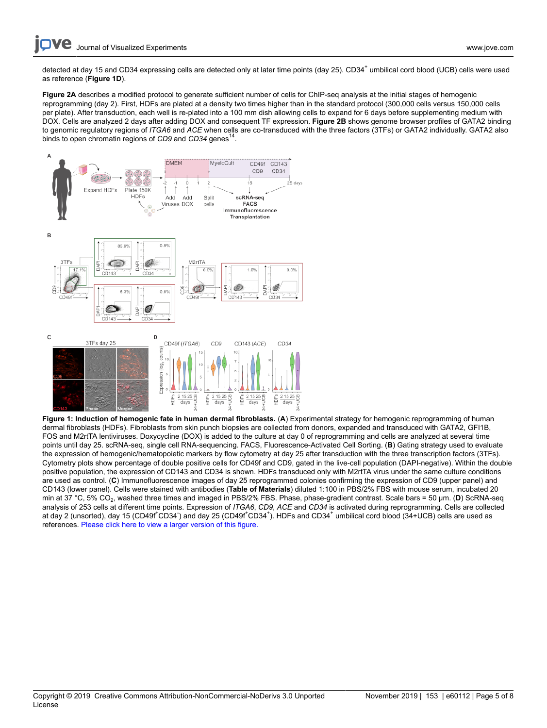detected at day 15 and CD34 expressing cells are detected only at later time points (day 25). CD34$^+$ umbilical cord blood (UCB) cells were used as reference (**Figure 1D**).

**Figure 2A** describes a modified protocol to generate sufficient number of cells for ChIP-seq analysis at the initial stages of hemogenic reprogramming (day 2). First, HDFs are plated at a density two times higher than in the standard protocol (300,000 cells versus 150,000 cells per plate). After transduction, each well is re-plated into a 100 mm dish allowing cells to expand for 6 days before supplementing medium with DOX. Cells are analyzed 2 days after adding DOX and consequent TF expression. **Figure 2B** shows genome browser profiles of GATA2 binding to genomic regulatory regions of *ITGA6* and *ACE* when cells are co-transduced with the three factors (3TFs) or GATA2 individually. GATA2 also binds to open chromatin regions of *CD9* and *CD34* genes[14].

**Figure 1: Induction of hemogenic fate in human dermal fibroblasts.** (**A**) Experimental strategy for hemogenic reprogramming of human dermal fibroblasts (HDFs). Fibroblasts from skin punch biopsies are collected from donors, expanded and transduced with GATA2, GFI1B, FOS and M2rtTA lentiviruses. Doxycycline (DOX) is added to the culture at day 0 of reprogramming and cells are analyzed at several time points until day 25. scRNA-seq, single cell RNA-sequencing. FACS, Fluorescence-Activated Cell Sorting. (**B**) Gating strategy used to evaluate the expression of hemogenic/hematopoietic markers by flow cytometry at day 25 after transduction with the three transcription factors (3TFs). Cytometry plots show percentage of double positive cells for CD49f and CD9, gated in the live-cell population (DAPI-negative). Within the double positive population, the expression of CD143 and CD34 is shown. HDFs transduced only with M2rtTA virus under the same culture conditions are used as control. (**C**) Immunofluorescence images of day 25 reprogrammed colonies confirming the expression of CD9 (upper panel) and CD143 (lower panel). Cells were stained with antibodies (**Table of Materials**) diluted 1:100 in PBS/2% FBS with mouse serum, incubated 20 min at 37 °C, 5% $CO_2$, washed three times and imaged in PBS/2% FBS. Phase, phase-gradient contrast. Scale bars = 50 µm. (**D**) ScRNA-seq analysis of 253 cells at different time points. Expression of *ITGA6*, *CD9*, *ACE* and *CD34* is activated during reprogramming. Cells are collected at day 2 (unsorted), day 15 (CD49f$^+$CD34$^-$) and day 25 (CD49f$^+$CD34$^+$). HDFs and CD34$^+$ umbilical cord blood (34+UCB) cells are used as references. Please click here to view a larger version of this figure.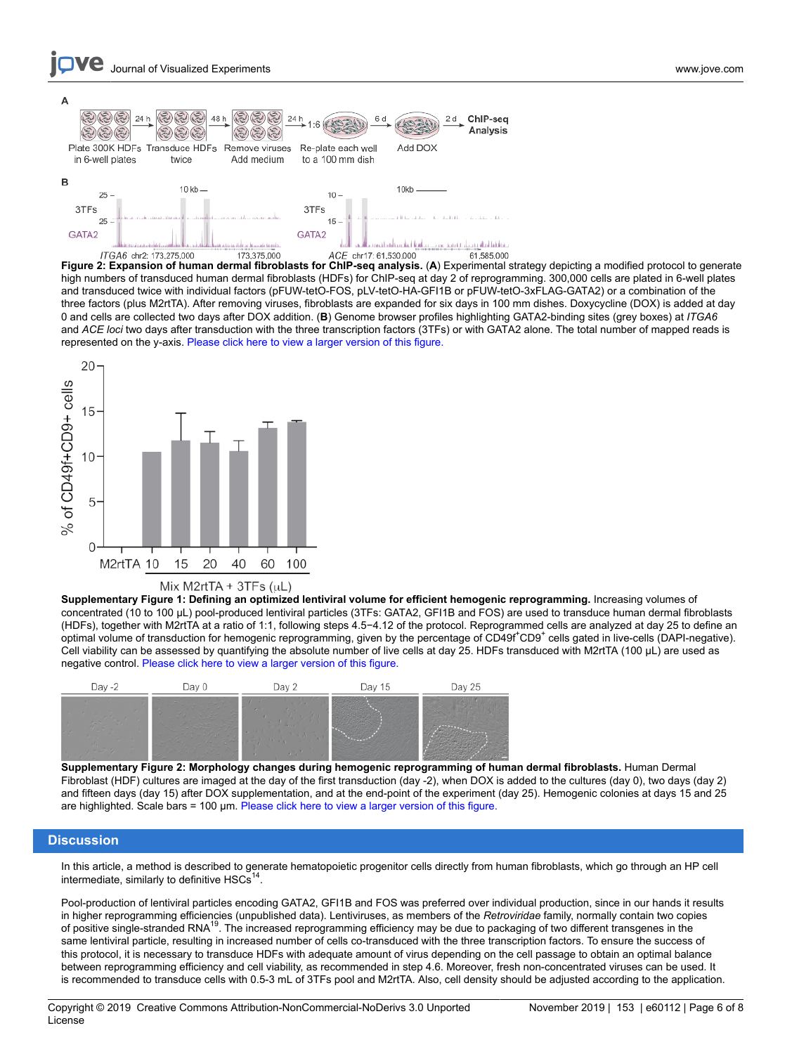**Figure 2: Expansion of human dermal fibroblasts for ChIP-seq analysis.** (**A**) Experimental strategy depicting a modified protocol to generate high numbers of transduced human dermal fibroblasts (HDFs) for ChIP-seq at day 2 of reprogramming. 300,000 cells are plated in 6-well plates and transduced twice with individual factors (pFUW-tetO-FOS, pLV-tetO-HA-GFI1B or pFUW-tetO-3xFLAG-GATA2) or a combination of the three factors (plus M2rtTA). After removing viruses, fibroblasts are expanded for six days in 100 mm dishes. Doxycycline (DOX) is added at day 0 and cells are collected two days after DOX addition. (**B**) Genome browser profiles highlighting GATA2-binding sites (grey boxes) at *ITGA6* and *ACE loci* two days after transduction with the three transcription factors (3TFs) or with GATA2 alone. The total number of mapped reads is represented on the y-axis. Please click here to view a larger version of this figure.

**Supplementary Figure 1: Defining an optimized lentiviral volume for efficient hemogenic reprogramming.** Increasing volumes of concentrated (10 to 100 µL) pool-produced lentiviral particles (3TFs: GATA2, GFI1B and FOS) are used to transduce human dermal fibroblasts (HDFs), together with M2rtTA at a ratio of 1:1, following steps 4.5−4.12 of the protocol. Reprogrammed cells are analyzed at day 25 to define an optimal volume of transduction for hemogenic reprogramming, given by the percentage of $CD49f^+CD9^+$ cells gated in live-cells (DAPI-negative). Cell viability can be assessed by quantifying the absolute number of live cells at day 25. HDFs transduced with M2rtTA (100 µL) are used as negative control. Please click here to view a larger version of this figure.

**Supplementary Figure 2: Morphology changes during hemogenic reprogramming of human dermal fibroblasts.** Human Dermal Fibroblast (HDF) cultures are imaged at the day of the first transduction (day -2), when DOX is added to the cultures (day 0), two days (day 2) and fifteen days (day 15) after DOX supplementation, and at the end-point of the experiment (day 25). Hemogenic colonies at days 15 and 25 are highlighted. Scale bars = 100 µm. Please click here to view a larger version of this figure.

## Discussion

In this article, a method is described to generate hematopoietic progenitor cells directly from human fibroblasts, which go through an HP cell intermediate, similarly to definitive HSCs[14].

Pool-production of lentiviral particles encoding GATA2, GFI1B and FOS was preferred over individual production, since in our hands it results in higher reprogramming efficiencies (unpublished data). Lentiviruses, as members of the *Retroviridae* family, normally contain two copies of positive single-stranded RNA[19]. The increased reprogramming efficiency may be due to packaging of two different transgenes in the same lentiviral particle, resulting in increased number of cells co-transduced with the three transcription factors. To ensure the success of this protocol, it is necessary to transduce HDFs with adequate amount of virus depending on the cell passage to obtain an optimal balance between reprogramming efficiency and cell viability, as recommended in step 4.6. Moreover, fresh non-concentrated viruses can be used. It is recommended to transduce cells with 0.5-3 mL of 3TFs pool and M2rtTA. Also, cell density should be adjusted according to the application.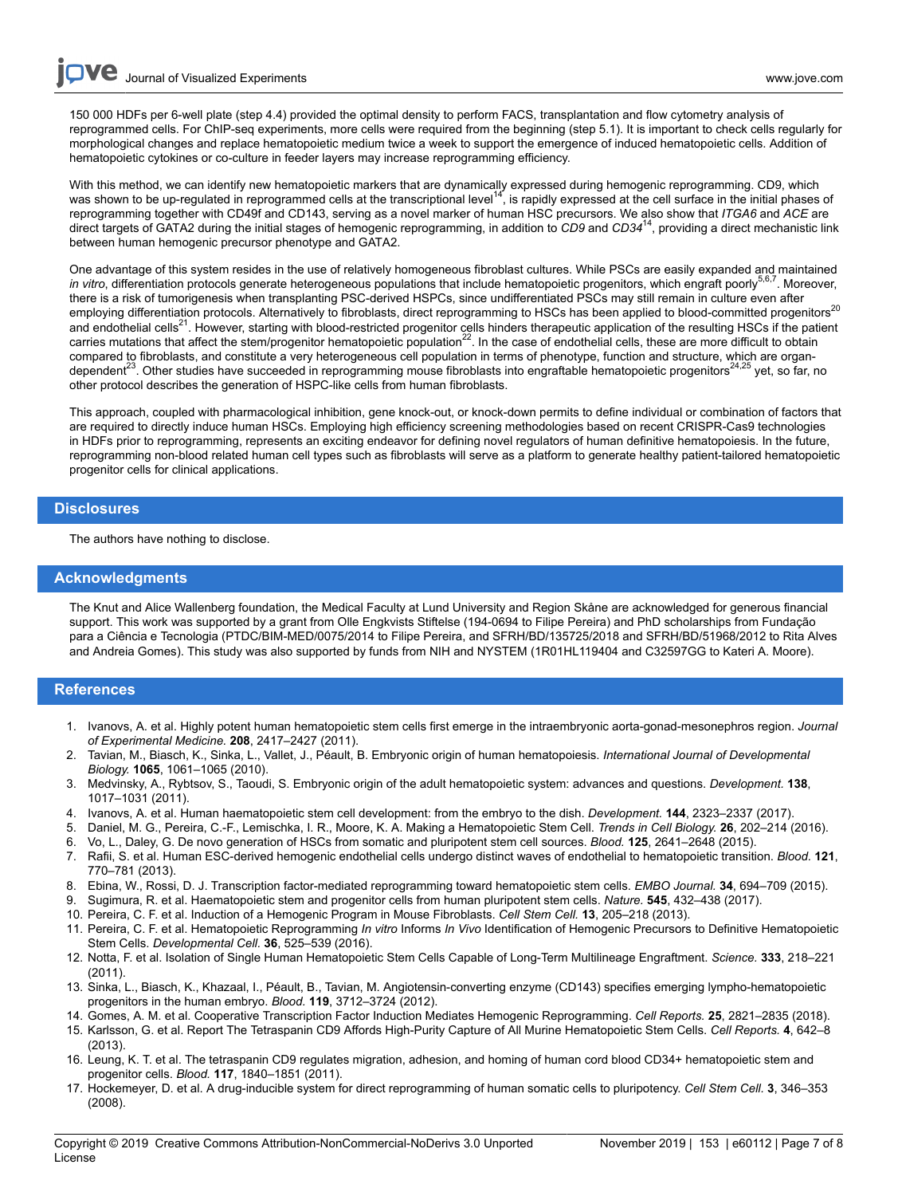150 000 HDFs per 6-well plate (step 4.4) provided the optimal density to perform FACS, transplantation and flow cytometry analysis of reprogrammed cells. For ChIP-seq experiments, more cells were required from the beginning (step 5.1). It is important to check cells regularly for morphological changes and replace hematopoietic medium twice a week to support the emergence of induced hematopoietic cells. Addition of hematopoietic cytokines or co-culture in feeder layers may increase reprogramming efficiency.

With this method, we can identify new hematopoietic markers that are dynamically expressed during hemogenic reprogramming. CD9, which was shown to be up-regulated in reprogrammed cells at the transcriptional level[14], is rapidly expressed at the cell surface in the initial phases of reprogramming together with CD49f and CD143, serving as a novel marker of human HSC precursors. We also show that *ITGA6* and *ACE* are direct targets of GATA2 during the initial stages of hemogenic reprogramming, in addition to *CD9* and *CD34*[14], providing a direct mechanistic link between human hemogenic precursor phenotype and GATA2.

One advantage of this system resides in the use of relatively homogeneous fibroblast cultures. While PSCs are easily expanded and maintained *in vitro*, differentiation protocols generate heterogeneous populations that include hematopoietic progenitors, which engraft poorly[5,6,7]. Moreover, there is a risk of tumorigenesis when transplanting PSC-derived HSPCs, since undifferentiated PSCs may still remain in culture even after employing differentiation protocols. Alternatively to fibroblasts, direct reprogramming to HSCs has been applied to blood-committed progenitors[20] and endothelial cells[21]. However, starting with blood-restricted progenitor cells hinders therapeutic application of the resulting HSCs if the patient carries mutations that affect the stem/progenitor hematopoietic population[22]. In the case of endothelial cells, these are more difficult to obtain compared to fibroblasts, and constitute a very heterogeneous cell population in terms of phenotype, function and structure, which are organ-dependent[23]. Other studies have succeeded in reprogramming mouse fibroblasts into engraftable hematopoietic progenitors[24,25] yet, so far, no other protocol describes the generation of HSPC-like cells from human fibroblasts.

This approach, coupled with pharmacological inhibition, gene knock-out, or knock-down permits to define individual or combination of factors that are required to directly induce human HSCs. Employing high efficiency screening methodologies based on recent CRISPR-Cas9 technologies in HDFs prior to reprogramming, represents an exciting endeavor for defining novel regulators of human definitive hematopoiesis. In the future, reprogramming non-blood related human cell types such as fibroblasts will serve as a platform to generate healthy patient-tailored hematopoietic progenitor cells for clinical applications.

## Disclosures

The authors have nothing to disclose.

## Acknowledgments

The Knut and Alice Wallenberg foundation, the Medical Faculty at Lund University and Region Skåne are acknowledged for generous financial support. This work was supported by a grant from Olle Engkvists Stiftelse (194-0694 to Filipe Pereira) and PhD scholarships from Fundação para a Ciência e Tecnologia (PTDC/BIM-MED/0075/2014 to Filipe Pereira, and SFRH/BD/135725/2018 and SFRH/BD/51968/2012 to Rita Alves and Andreia Gomes). This study was also supported by funds from NIH and NYSTEM (1R01HL119404 and C32597GG to Kateri A. Moore).

## References

1. Ivanovs, A. et al. Highly potent human hematopoietic stem cells first emerge in the intraembryonic aorta-gonad-mesonephros region. *Journal of Experimental Medicine.* **208**, 2417–2427 (2011).
2. Tavian, M., Biasch, K., Sinka, L., Vallet, J., Péault, B. Embryonic origin of human hematopoiesis. *International Journal of Developmental Biology.* **1065**, 1061–1065 (2010).
3. Medvinsky, A., Rybtsov, S., Taoudi, S. Embryonic origin of the adult hematopoietic system: advances and questions. *Development.* **138**, 1017–1031 (2011).
4. Ivanovs, A. et al. Human haematopoietic stem cell development: from the embryo to the dish. *Development.* **144**, 2323–2337 (2017).
5. Daniel, M. G., Pereira, C.-F., Lemischka, I. R., Moore, K. A. Making a Hematopoietic Stem Cell. *Trends in Cell Biology.* **26**, 202–214 (2016).
6. Vo, L., Daley, G. De novo generation of HSCs from somatic and pluripotent stem cell sources. *Blood.* **125**, 2641–2648 (2015).
7. Rafii, S. et al. Human ESC-derived hemogenic endothelial cells undergo distinct waves of endothelial to hematopoietic transition. *Blood.* **121**, 770–781 (2013).
8. Ebina, W., Rossi, D. J. Transcription factor-mediated reprogramming toward hematopoietic stem cells. *EMBO Journal.* **34**, 694–709 (2015).
9. Sugimura, R. et al. Haematopoietic stem and progenitor cells from human pluripotent stem cells. *Nature.* **545**, 432–438 (2017).
10. Pereira, C. F. et al. Induction of a Hemogenic Program in Mouse Fibroblasts. *Cell Stem Cell.* **13**, 205–218 (2013).
11. Pereira, C. F. et al. Hematopoietic Reprogramming *In vitro* Informs *In Vivo* Identification of Hemogenic Precursors to Definitive Hematopoietic Stem Cells. *Developmental Cell.* **36**, 525–539 (2016).
12. Notta, F. et al. Isolation of Single Human Hematopoietic Stem Cells Capable of Long-Term Multilineage Engraftment. *Science.* **333**, 218–221 (2011).
13. Sinka, L., Biasch, K., Khazaal, I., Péault, B., Tavian, M. Angiotensin-converting enzyme (CD143) specifies emerging lympho-hematopoietic progenitors in the human embryo. *Blood.* **119**, 3712–3724 (2012).
14. Gomes, A. M. et al. Cooperative Transcription Factor Induction Mediates Hemogenic Reprogramming. *Cell Reports.* **25**, 2821–2835 (2018).
15. Karlsson, G. et al. Report The Tetraspanin CD9 Affords High-Purity Capture of All Murine Hematopoietic Stem Cells. *Cell Reports.* **4**, 642–8 (2013).
16. Leung, K. T. et al. The tetraspanin CD9 regulates migration, adhesion, and homing of human cord blood CD34+ hematopoietic stem and progenitor cells. *Blood.* **117**, 1840–1851 (2011).
17. Hockemeyer, D. et al. A drug-inducible system for direct reprogramming of human somatic cells to pluripotency. *Cell Stem Cell.* **3**, 346–353 (2008).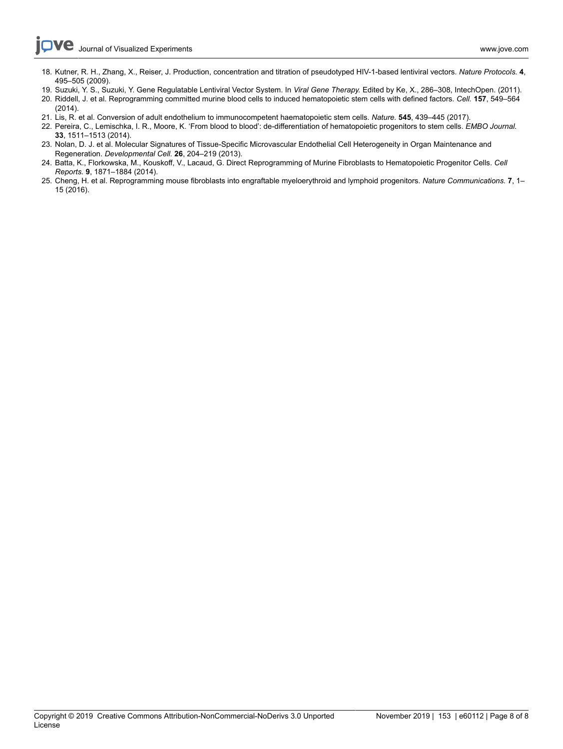18. Kutner, R. H., Zhang, X., Reiser, J. Production, concentration and titration of pseudotyped HIV-1-based lentiviral vectors. *Nature Protocols.* **4**, 495–505 (2009).
19. Suzuki, Y. S., Suzuki, Y. Gene Regulatable Lentiviral Vector System. In *Viral Gene Therapy.* Edited by Ke, X., 286–308, IntechOpen. (2011).
20. Riddell, J. et al. Reprogramming committed murine blood cells to induced hematopoietic stem cells with defined factors. *Cell.* **157**, 549–564 (2014).
21. Lis, R. et al. Conversion of adult endothelium to immunocompetent haematopoietic stem cells. *Nature.* **545**, 439–445 (2017).
22. Pereira, C., Lemischka, I. R., Moore, K. 'From blood to blood': de-differentiation of hematopoietic progenitors to stem cells. *EMBO Journal.* **33**, 1511–1513 (2014).
23. Nolan, D. J. et al. Molecular Signatures of Tissue-Specific Microvascular Endothelial Cell Heterogeneity in Organ Maintenance and Regeneration. *Developmental Cell.* **26**, 204–219 (2013).
24. Batta, K., Florkowska, M., Kouskoff, V., Lacaud, G. Direct Reprogramming of Murine Fibroblasts to Hematopoietic Progenitor Cells. *Cell Reports.* **9**, 1871–1884 (2014).
25. Cheng, H. et al. Reprogramming mouse fibroblasts into engraftable myeloerythroid and lymphoid progenitors. *Nature Communications.* **7**, 1–15 (2016).